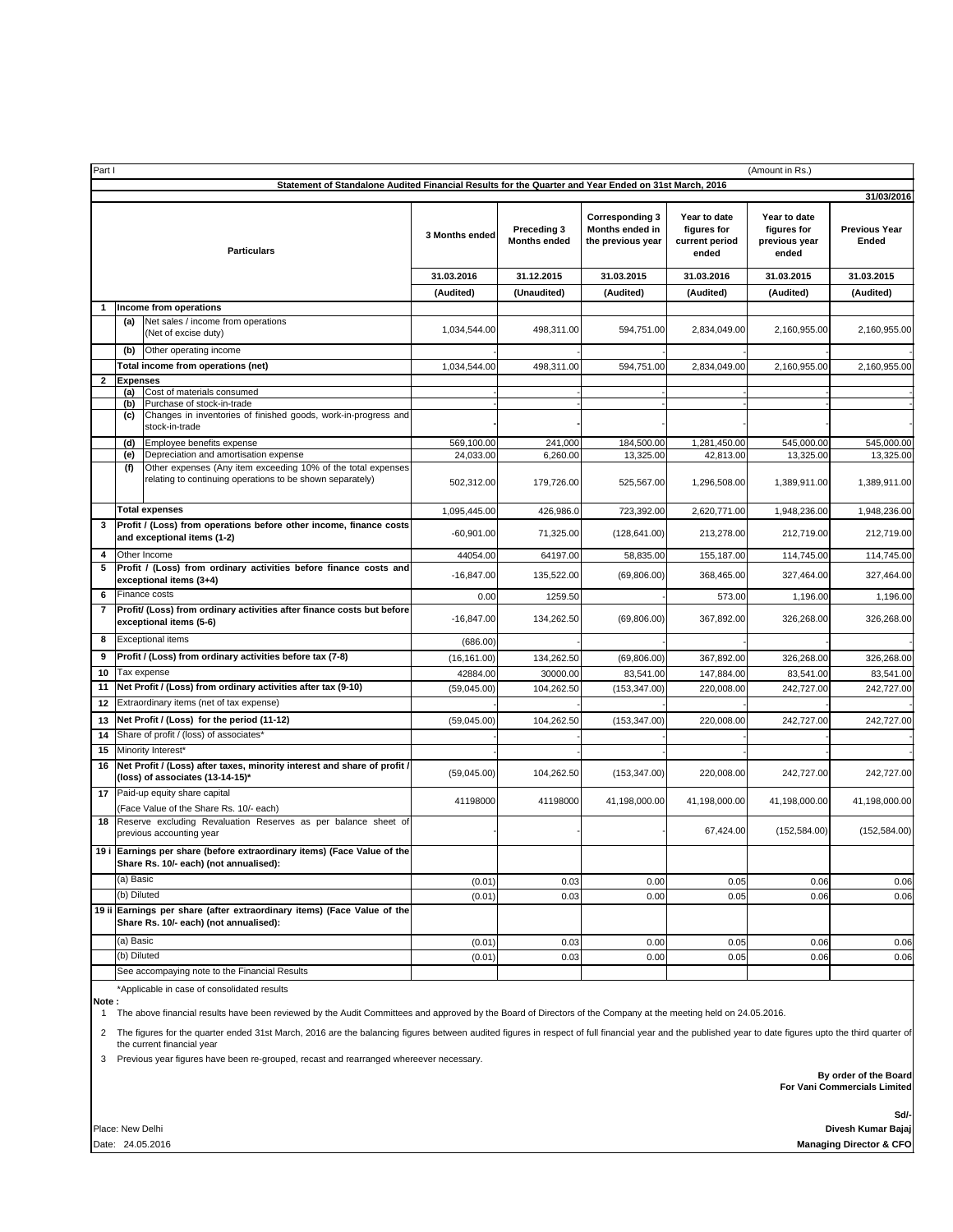Part I (Amount in Rs.)

**Statement of Standalone Audited Financial Results for the Quarter and Year Ended on 31st March, 2016**

31/03/2016

| | | Particulars | 3 Months ended | Preceding 3 Months ended | Corresponding 3 Months ended in the previous year | Year to date figures for current period ended | Year to date figures for previous year ended | Previous Year Ended |
|---|---|---|---|---|---|---|---|---|
| | | | 31.03.2016 | 31.12.2015 | 31.03.2015 | 31.03.2016 | 31.03.2015 | 31.03.2015 |
| | | | (Audited) | (Unaudited) | (Audited) | (Audited) | (Audited) | (Audited) |
| 1 | | **Income from operations** | | | | | | |
| | (a) | Net sales / income from operations (Net of excise duty) | 1,034,544.00 | 498,311.00 | 594,751.00 | 2,834,049.00 | 2,160,955.00 | 2,160,955.00 |
| | (b) | Other operating income | - | - | - | - | | - |
| | | **Total income from operations (net)** | 1,034,544.00 | 498,311.00 | 594,751.00 | 2,834,049.00 | 2,160,955.00 | 2,160,955.00 |
| 2 | | **Expenses** | | | | | | |
| | (a) | Cost of materials consumed | - | - | - | - | - | - |
| | (b) | Purchase of stock-in-trade | - | - | - | - | - | - |
| | (c) | Changes in inventories of finished goods, work-in-progress and stock-in-trade | - | - | - | - | - | - |
| | (d) | Employee benefits expense | 569,100.00 | 241,000 | 184,500.00 | 1,281,450.00 | 545,000.00 | 545,000.00 |
| | (e) | Depreciation and amortisation expense | 24,033.00 | 6,260.00 | 13,325.00 | 42,813.00 | 13,325.00 | 13,325.00 |
| | (f) | Other expenses (Any item exceeding 10% of the total expenses relating to continuing operations to be shown separately) | 502,312.00 | 179,726.00 | 525,567.00 | 1,296,508.00 | 1,389,911.00 | 1,389,911.00 |
| | | **Total expenses** | 1,095,445.00 | 426,986.0 | 723,392.00 | 2,620,771.00 | 1,948,236.00 | 1,948,236.00 |
| 3 | | **Profit / (Loss) from operations before other income, finance costs and exceptional items (1-2)** | -60,901.00 | 71,325.00 | (128,641.00) | 213,278.00 | 212,719.00 | 212,719.00 |
| 4 | | Other Income | 44054.00 | 64197.00 | 58,835.00 | 155,187.00 | 114,745.00 | 114,745.00 |
| 5 | | **Profit / (Loss) from ordinary activities before finance costs and exceptional items (3+4)** | -16,847.00 | 135,522.00 | (69,806.00) | 368,465.00 | 327,464.00 | 327,464.00 |
| 6 | | Finance costs | 0.00 | 1259.50 | - | 573.00 | 1,196.00 | 1,196.00 |
| 7 | | **Profit/ (Loss) from ordinary activities after finance costs but before exceptional items (5-6)** | -16,847.00 | 134,262.50 | (69,806.00) | 367,892.00 | 326,268.00 | 326,268.00 |
| 8 | | Exceptional items | (686.00) | - | - | - | | - |
| 9 | | **Profit / (Loss) from ordinary activities before tax (7-8)** | (16,161.00) | 134,262.50 | (69,806.00) | 367,892.00 | 326,268.00 | 326,268.00 |
| 10 | | Tax expense | 42884.00 | 30000.00 | 83,541.00 | 147,884.00 | 83,541.00 | 83,541.00 |
| 11 | | **Net Profit / (Loss) from ordinary activities after tax (9-10)** | (59,045.00) | 104,262.50 | (153,347.00) | 220,008.00 | 242,727.00 | 242,727.00 |
| 12 | | Extraordinary items (net of tax expense) | - | - | - | - | | - |
| 13 | | **Net Profit / (Loss) for the period (11-12)** | (59,045.00) | 104,262.50 | (153,347.00) | 220,008.00 | 242,727.00 | 242,727.00 |
| 14 | | Share of profit / (loss) of associates* | - | - | - | - | - | - |
| 15 | | Minority Interest* | - | - | - | - | - | - |
| 16 | | **Net Profit / (Loss) after taxes, minority interest and share of profit / (loss) of associates (13-14-15)*** | (59,045.00) | 104,262.50 | (153,347.00) | 220,008.00 | 242,727.00 | 242,727.00 |
| 17 | | Paid-up equity share capital (Face Value of the Share Rs. 10/- each) | 41198000 | 41198000 | 41,198,000.00 | 41,198,000.00 | 41,198,000.00 | 41,198,000.00 |
| 18 | | Reserve excluding Revaluation Reserves as per balance sheet of previous accounting year | - | - | - | 67,424.00 | (152,584.00) | (152,584.00) |
| 19 i | | **Earnings per share (before extraordinary items) (Face Value of the Share Rs. 10/- each) (not annualised):** | | | | | | |
| | | (a) Basic | (0.01) | 0.03 | 0.00 | 0.05 | 0.06 | 0.06 |
| | | (b) Diluted | (0.01) | 0.03 | 0.00 | 0.05 | 0.06 | 0.06 |
| 19 ii | | **Earnings per share (after extraordinary items) (Face Value of the Share Rs. 10/- each) (not annualised):** | | | | | | |
| | | (a) Basic | (0.01) | 0.03 | 0.00 | 0.05 | 0.06 | 0.06 |
| | | (b) Diluted | (0.01) | 0.03 | 0.00 | 0.05 | 0.06 | 0.06 |
| | | See accompaying note to the Financial Results | | | | | | |

*Applicable in case of consolidated results

**Note :**

1 The above financial results have been reviewed by the Audit Committees and approved by the Board of Directors of the Company at the meeting held on 24.05.2016.

2 The figures for the quarter ended 31st March, 2016 are the balancing figures between audited figures in respect of full financial year and the published year to date figures upto the third quarter of the current financial year

3 Previous year figures have been re-grouped, recast and rearranged whereever necessary.

**By order of the Board**
**For Vani Commercials Limited**

**Sd/-**
**Divesh Kumar Bajaj**
**Managing Director & CFO**

Place: New Delhi
Date: 24.05.2016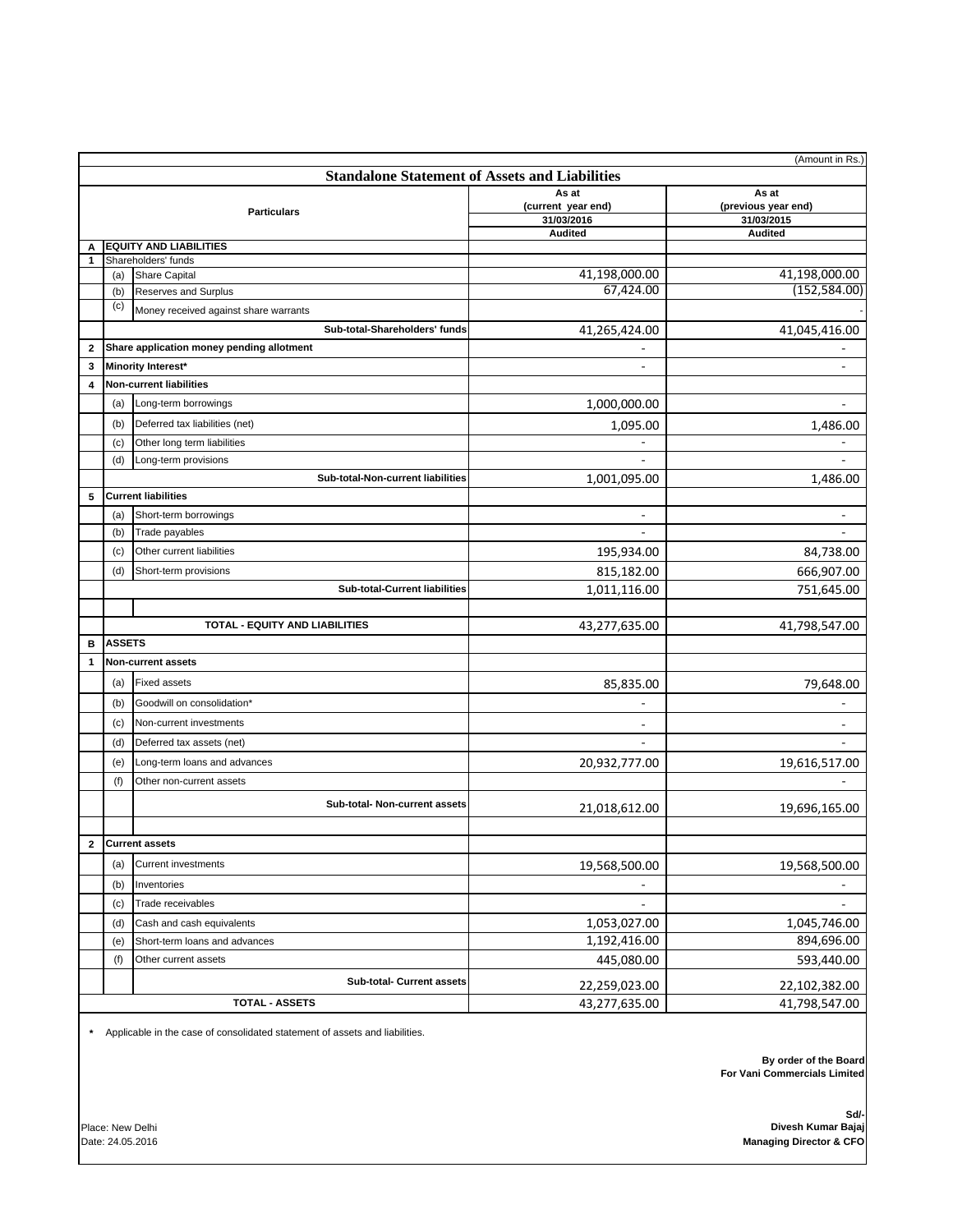(Amount in Rs.)

## Standalone Statement of Assets and Liabilities

| | | Particulars | As at (current year end) 31/03/2016 Audited | As at (previous year end) 31/03/2015 Audited |
|---|---|---|---|---|
| **A** | | **EQUITY AND LIABILITIES** | | |
| **1** | | Shareholders' funds | | |
| | (a) | Share Capital | 41,198,000.00 | 41,198,000.00 |
| | (b) | Reserves and Surplus | 67,424.00 | (152,584.00) |
| | (c) | Money received against share warrants | | - |
| | | **Sub-total-Shareholders' funds** | 41,265,424.00 | 41,045,416.00 |
| **2** | | **Share application money pending allotment** | - | - |
| **3** | | **Minority Interest*** | - | - |
| **4** | | **Non-current liabilities** | | |
| | (a) | Long-term borrowings | 1,000,000.00 | - |
| | (b) | Deferred tax liabilities (net) | 1,095.00 | 1,486.00 |
| | (c) | Other long term liabilities | - | - |
| | (d) | Long-term provisions | - | - |
| | | **Sub-total-Non-current liabilities** | 1,001,095.00 | 1,486.00 |
| **5** | | **Current liabilities** | | |
| | (a) | Short-term borrowings | - | - |
| | (b) | Trade payables | - | - |
| | (c) | Other current liabilities | 195,934.00 | 84,738.00 |
| | (d) | Short-term provisions | 815,182.00 | 666,907.00 |
| | | **Sub-total-Current liabilities** | 1,011,116.00 | 751,645.00 |
| | | **TOTAL - EQUITY AND LIABILITIES** | 43,277,635.00 | 41,798,547.00 |
| **B** | | **ASSETS** | | |
| **1** | | **Non-current assets** | | |
| | (a) | Fixed assets | 85,835.00 | 79,648.00 |
| | (b) | Goodwill on consolidation* | - | - |
| | (c) | Non-current investments | - | - |
| | (d) | Deferred tax assets (net) | - | - |
| | (e) | Long-term loans and advances | 20,932,777.00 | 19,616,517.00 |
| | (f) | Other non-current assets | | - |
| | | **Sub-total- Non-current assets** | 21,018,612.00 | 19,696,165.00 |
| **2** | | **Current assets** | | |
| | (a) | Current investments | 19,568,500.00 | 19,568,500.00 |
| | (b) | Inventories | - | - |
| | (c) | Trade receivables | - | - |
| | (d) | Cash and cash equivalents | 1,053,027.00 | 1,045,746.00 |
| | (e) | Short-term loans and advances | 1,192,416.00 | 894,696.00 |
| | (f) | Other current assets | 445,080.00 | 593,440.00 |
| | | **Sub-total- Current assets** | 22,259,023.00 | 22,102,382.00 |
| | | **TOTAL - ASSETS** | 43,277,635.00 | 41,798,547.00 |

* Applicable in the case of consolidated statement of assets and liabilities.

**By order of the Board**
**For Vani Commercials Limited**

**Sd/-**
**Divesh Kumar Bajaj**
**Managing Director & CFO**

Place: New Delhi
Date: 24.05.2016